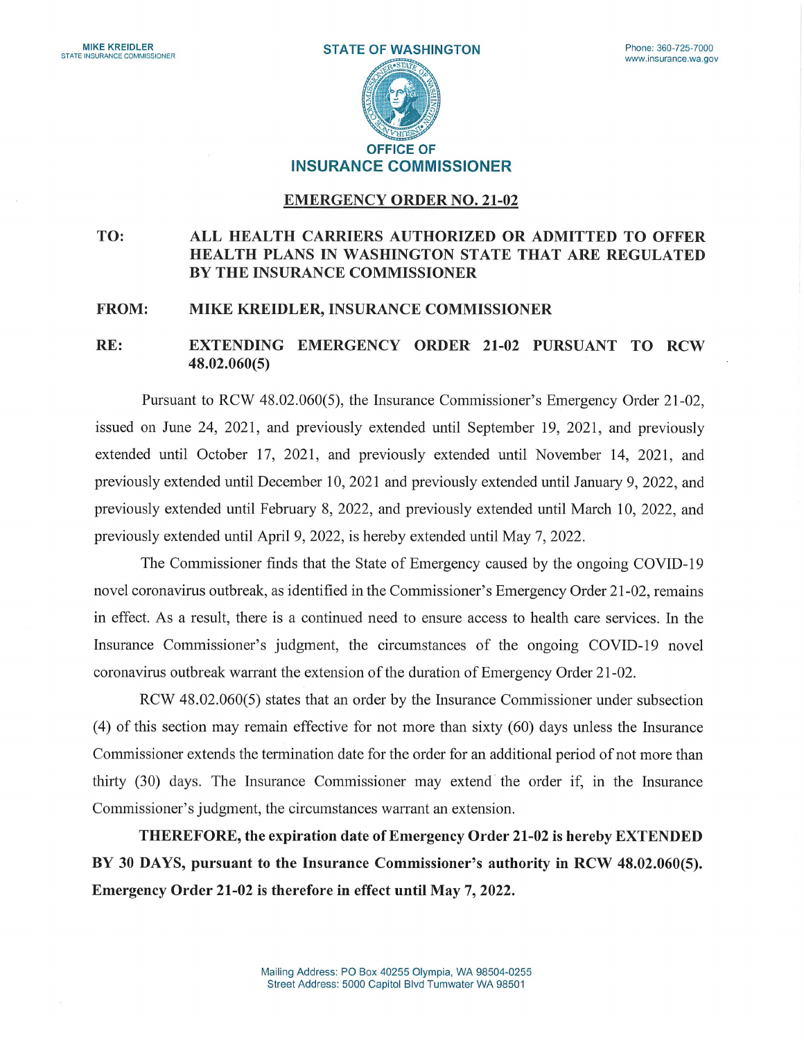MIKE KREIDLER
STATE INSURANCE COMMISSIONER

STATE OF WASHINGTON

Phone: 360-725-7000
www.insurance.wa.gov

**OFFICE OF INSURANCE COMMISSIONER**

## EMERGENCY ORDER NO. 21-02

**TO:** **ALL HEALTH CARRIERS AUTHORIZED OR ADMITTED TO OFFER HEALTH PLANS IN WASHINGTON STATE THAT ARE REGULATED BY THE INSURANCE COMMISSIONER**

**FROM:** **MIKE KREIDLER, INSURANCE COMMISSIONER**

**RE:** **EXTENDING EMERGENCY ORDER 21-02 PURSUANT TO RCW 48.02.060(5)**

Pursuant to RCW 48.02.060(5), the Insurance Commissioner's Emergency Order 21-02, issued on June 24, 2021, and previously extended until September 19, 2021, and previously extended until October 17, 2021, and previously extended until November 14, 2021, and previously extended until December 10, 2021 and previously extended until January 9, 2022, and previously extended until February 8, 2022, and previously extended until March 10, 2022, and previously extended until April 9, 2022, is hereby extended until May 7, 2022.

The Commissioner finds that the State of Emergency caused by the ongoing COVID-19 novel coronavirus outbreak, as identified in the Commissioner's Emergency Order 21-02, remains in effect. As a result, there is a continued need to ensure access to health care services. In the Insurance Commissioner's judgment, the circumstances of the ongoing COVID-19 novel coronavirus outbreak warrant the extension of the duration of Emergency Order 21-02.

RCW 48.02.060(5) states that an order by the Insurance Commissioner under subsection (4) of this section may remain effective for not more than sixty (60) days unless the Insurance Commissioner extends the termination date for the order for an additional period of not more than thirty (30) days. The Insurance Commissioner may extend the order if, in the Insurance Commissioner's judgment, the circumstances warrant an extension.

**THEREFORE, the expiration date of Emergency Order 21-02 is hereby EXTENDED BY 30 DAYS, pursuant to the Insurance Commissioner's authority in RCW 48.02.060(5). Emergency Order 21-02 is therefore in effect until May 7, 2022.**

Mailing Address: PO Box 40255 Olympia, WA 98504-0255
Street Address: 5000 Capitol Blvd Tumwater WA 98501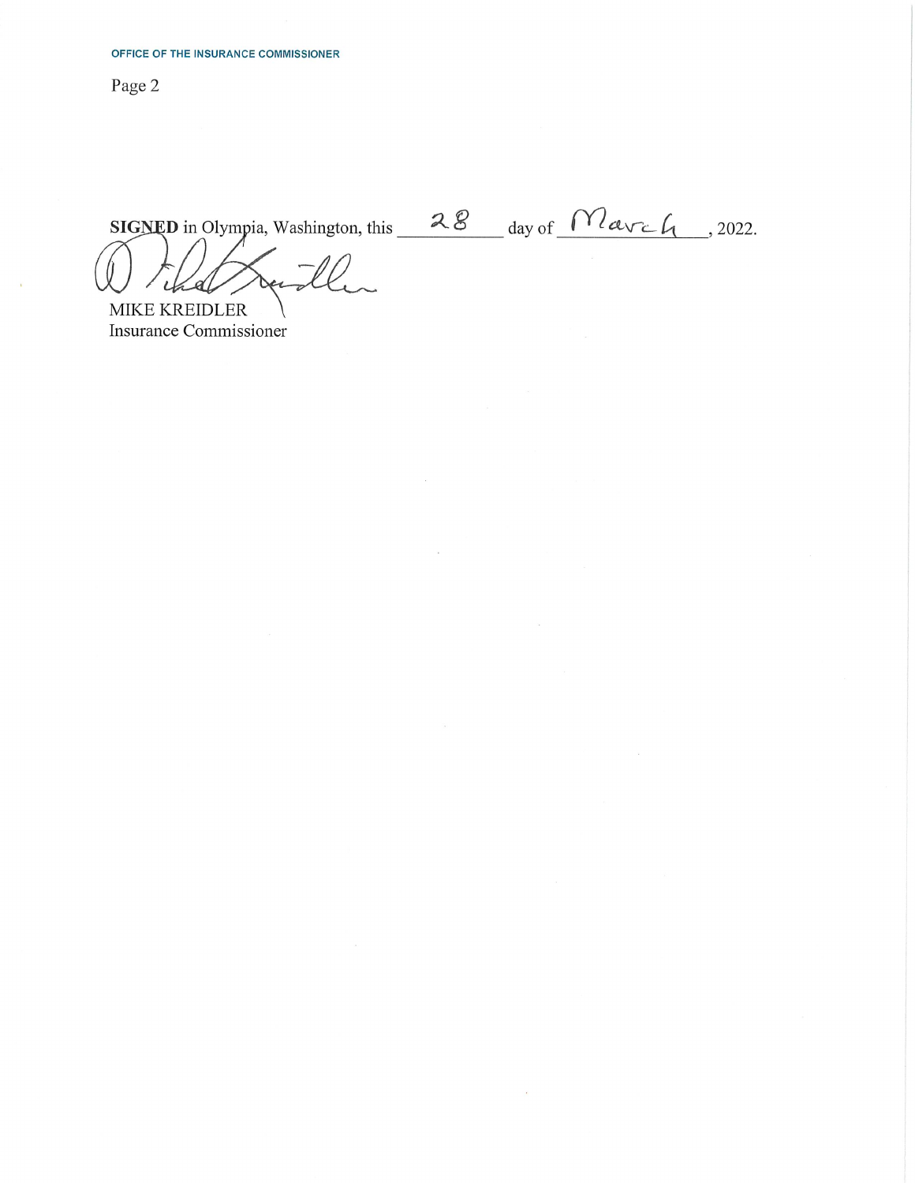**SIGNED** in Olympia, Washington, this 28 day of March, 2022.

MIKE KREIDLER
Insurance Commissioner